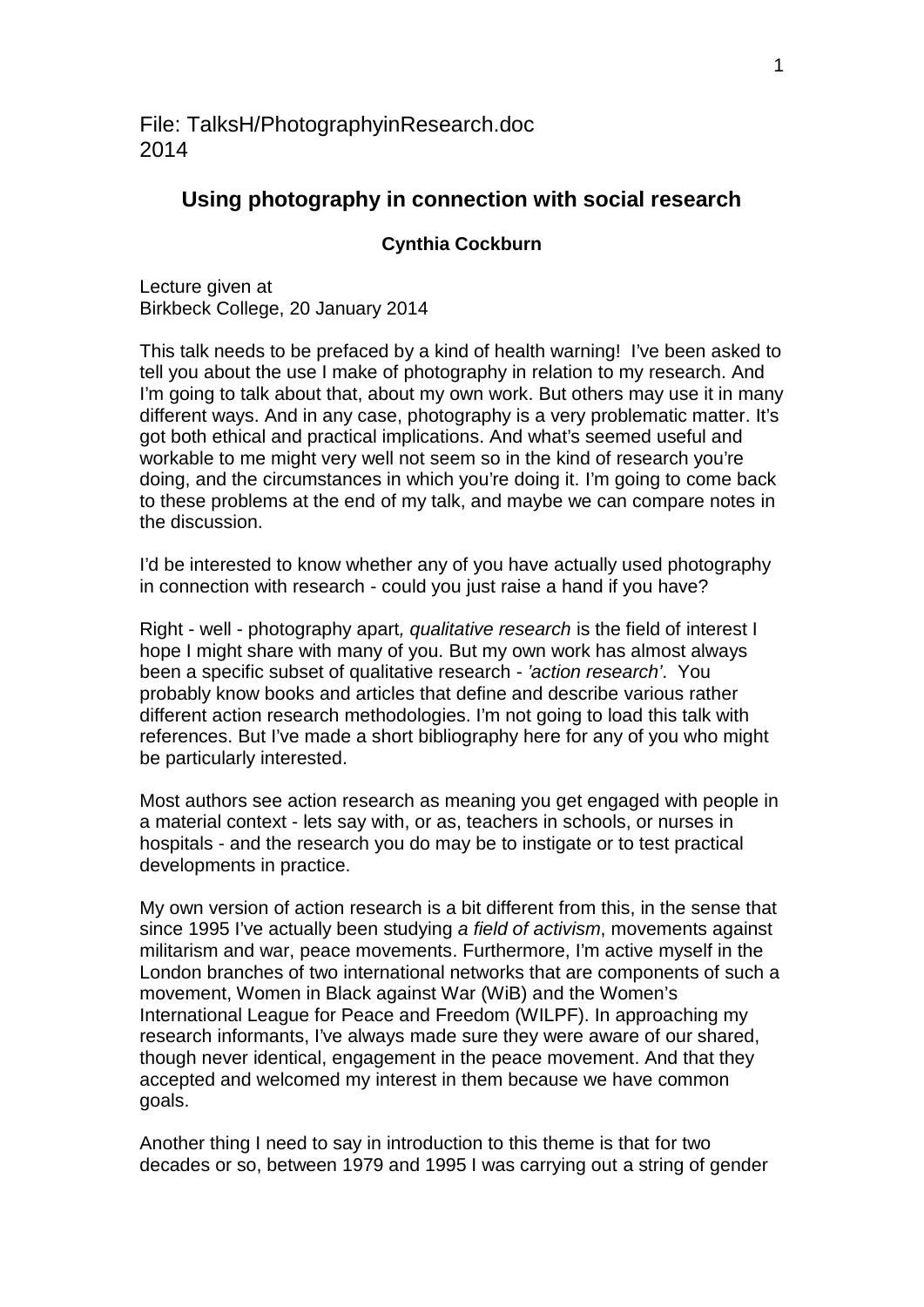File: TalksH/PhotographyinResearch.doc
2014

## Using photography in connection with social research

**Cynthia Cockburn**

Lecture given at
Birkbeck College, 20 January 2014

This talk needs to be prefaced by a kind of health warning! I've been asked to tell you about the use I make of photography in relation to my research. And I'm going to talk about that, about my own work. But others may use it in many different ways. And in any case, photography is a very problematic matter. It's got both ethical and practical implications. And what's seemed useful and workable to me might very well not seem so in the kind of research you're doing, and the circumstances in which you're doing it. I'm going to come back to these problems at the end of my talk, and maybe we can compare notes in the discussion.

I'd be interested to know whether any of you have actually used photography in connection with research - could you just raise a hand if you have?

Right - well - photography apart*, qualitative research* is the field of interest I hope I might share with many of you. But my own work has almost always been a specific subset of qualitative research - *'action research'*. You probably know books and articles that define and describe various rather different action research methodologies. I'm not going to load this talk with references. But I've made a short bibliography here for any of you who might be particularly interested.

Most authors see action research as meaning you get engaged with people in a material context - lets say with, or as, teachers in schools, or nurses in hospitals - and the research you do may be to instigate or to test practical developments in practice.

My own version of action research is a bit different from this, in the sense that since 1995 I've actually been studying *a field of activism*, movements against militarism and war, peace movements. Furthermore, I'm active myself in the London branches of two international networks that are components of such a movement, Women in Black against War (WiB) and the Women's International League for Peace and Freedom (WILPF). In approaching my research informants, I've always made sure they were aware of our shared, though never identical, engagement in the peace movement. And that they accepted and welcomed my interest in them because we have common goals.

Another thing I need to say in introduction to this theme is that for two decades or so, between 1979 and 1995 I was carrying out a string of gender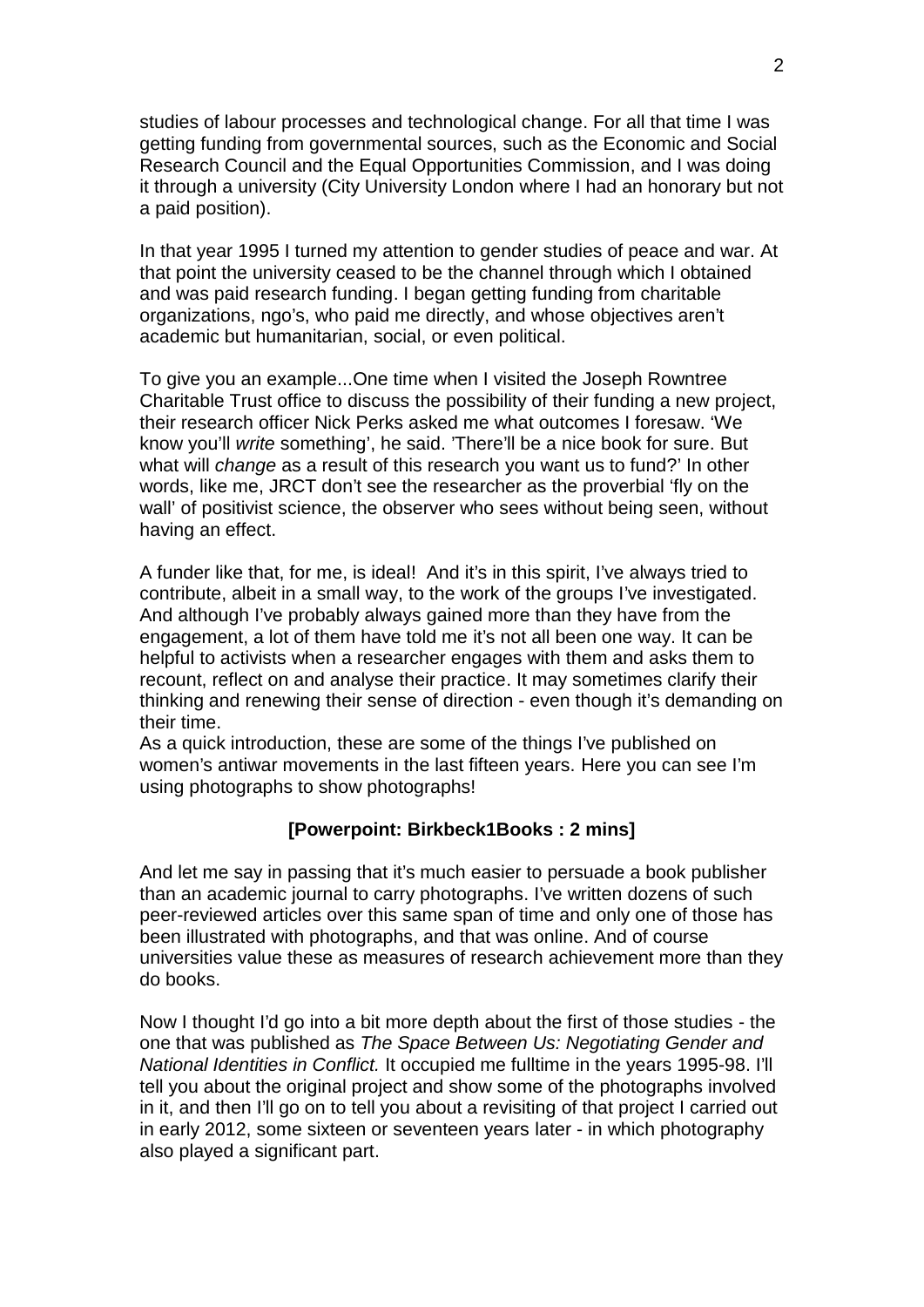studies of labour processes and technological change. For all that time I was getting funding from governmental sources, such as the Economic and Social Research Council and the Equal Opportunities Commission, and I was doing it through a university (City University London where I had an honorary but not a paid position).

In that year 1995 I turned my attention to gender studies of peace and war. At that point the university ceased to be the channel through which I obtained and was paid research funding. I began getting funding from charitable organizations, ngo's, who paid me directly, and whose objectives aren't academic but humanitarian, social, or even political.

To give you an example...One time when I visited the Joseph Rowntree Charitable Trust office to discuss the possibility of their funding a new project, their research officer Nick Perks asked me what outcomes I foresaw. 'We know you'll *write* something', he said. 'There'll be a nice book for sure. But what will *change* as a result of this research you want us to fund?' In other words, like me, JRCT don't see the researcher as the proverbial 'fly on the wall' of positivist science, the observer who sees without being seen, without having an effect.

A funder like that, for me, is ideal! And it's in this spirit, I've always tried to contribute, albeit in a small way, to the work of the groups I've investigated. And although I've probably always gained more than they have from the engagement, a lot of them have told me it's not all been one way. It can be helpful to activists when a researcher engages with them and asks them to recount, reflect on and analyse their practice. It may sometimes clarify their thinking and renewing their sense of direction - even though it's demanding on their time.
As a quick introduction, these are some of the things I've published on women's antiwar movements in the last fifteen years. Here you can see I'm using photographs to show photographs!

**[Powerpoint: Birkbeck1Books : 2 mins]**

And let me say in passing that it's much easier to persuade a book publisher than an academic journal to carry photographs. I've written dozens of such peer-reviewed articles over this same span of time and only one of those has been illustrated with photographs, and that was online. And of course universities value these as measures of research achievement more than they do books.

Now I thought I'd go into a bit more depth about the first of those studies - the one that was published as *The Space Between Us: Negotiating Gender and National Identities in Conflict.* It occupied me fulltime in the years 1995-98. I'll tell you about the original project and show some of the photographs involved in it, and then I'll go on to tell you about a revisiting of that project I carried out in early 2012, some sixteen or seventeen years later - in which photography also played a significant part.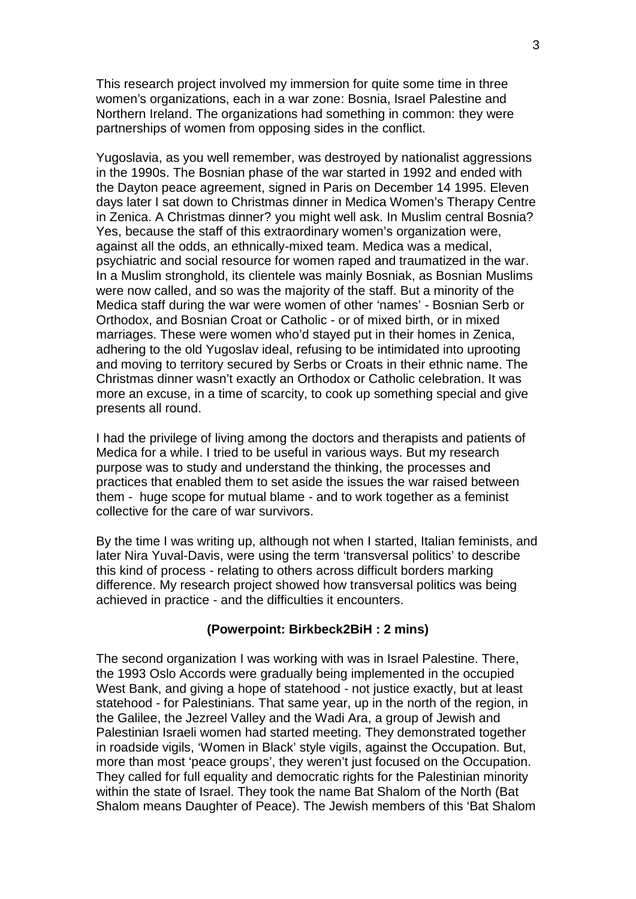This research project involved my immersion for quite some time in three women's organizations, each in a war zone: Bosnia, Israel Palestine and Northern Ireland. The organizations had something in common: they were partnerships of women from opposing sides in the conflict.

Yugoslavia, as you well remember, was destroyed by nationalist aggressions in the 1990s. The Bosnian phase of the war started in 1992 and ended with the Dayton peace agreement, signed in Paris on December 14 1995. Eleven days later I sat down to Christmas dinner in Medica Women's Therapy Centre in Zenica. A Christmas dinner? you might well ask. In Muslim central Bosnia? Yes, because the staff of this extraordinary women's organization were, against all the odds, an ethnically-mixed team. Medica was a medical, psychiatric and social resource for women raped and traumatized in the war. In a Muslim stronghold, its clientele was mainly Bosniak, as Bosnian Muslims were now called, and so was the majority of the staff. But a minority of the Medica staff during the war were women of other 'names' - Bosnian Serb or Orthodox, and Bosnian Croat or Catholic - or of mixed birth, or in mixed marriages. These were women who'd stayed put in their homes in Zenica, adhering to the old Yugoslav ideal, refusing to be intimidated into uprooting and moving to territory secured by Serbs or Croats in their ethnic name. The Christmas dinner wasn't exactly an Orthodox or Catholic celebration. It was more an excuse, in a time of scarcity, to cook up something special and give presents all round.

I had the privilege of living among the doctors and therapists and patients of Medica for a while. I tried to be useful in various ways. But my research purpose was to study and understand the thinking, the processes and practices that enabled them to set aside the issues the war raised between them - huge scope for mutual blame - and to work together as a feminist collective for the care of war survivors.

By the time I was writing up, although not when I started, Italian feminists, and later Nira Yuval-Davis, were using the term 'transversal politics' to describe this kind of process - relating to others across difficult borders marking difference. My research project showed how transversal politics was being achieved in practice - and the difficulties it encounters.

**(Powerpoint: Birkbeck2BiH : 2 mins)**

The second organization I was working with was in Israel Palestine. There, the 1993 Oslo Accords were gradually being implemented in the occupied West Bank, and giving a hope of statehood - not justice exactly, but at least statehood - for Palestinians. That same year, up in the north of the region, in the Galilee, the Jezreel Valley and the Wadi Ara, a group of Jewish and Palestinian Israeli women had started meeting. They demonstrated together in roadside vigils, 'Women in Black' style vigils, against the Occupation. But, more than most 'peace groups', they weren't just focused on the Occupation. They called for full equality and democratic rights for the Palestinian minority within the state of Israel. They took the name Bat Shalom of the North (Bat Shalom means Daughter of Peace). The Jewish members of this 'Bat Shalom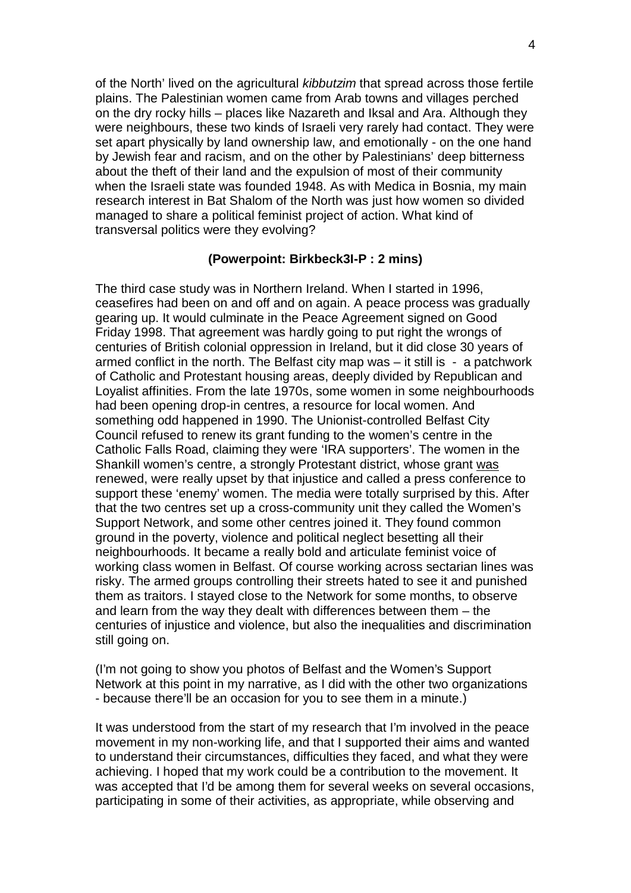of the North' lived on the agricultural *kibbutzim* that spread across those fertile plains. The Palestinian women came from Arab towns and villages perched on the dry rocky hills – places like Nazareth and Iksal and Ara. Although they were neighbours, these two kinds of Israeli very rarely had contact. They were set apart physically by land ownership law, and emotionally - on the one hand by Jewish fear and racism, and on the other by Palestinians' deep bitterness about the theft of their land and the expulsion of most of their community when the Israeli state was founded 1948. As with Medica in Bosnia, my main research interest in Bat Shalom of the North was just how women so divided managed to share a political feminist project of action. What kind of transversal politics were they evolving?

**(Powerpoint: Birkbeck3I-P : 2 mins)**

The third case study was in Northern Ireland. When I started in 1996, ceasefires had been on and off and on again. A peace process was gradually gearing up. It would culminate in the Peace Agreement signed on Good Friday 1998. That agreement was hardly going to put right the wrongs of centuries of British colonial oppression in Ireland, but it did close 30 years of armed conflict in the north. The Belfast city map was – it still is - a patchwork of Catholic and Protestant housing areas, deeply divided by Republican and Loyalist affinities. From the late 1970s, some women in some neighbourhoods had been opening drop-in centres, a resource for local women. And something odd happened in 1990. The Unionist-controlled Belfast City Council refused to renew its grant funding to the women's centre in the Catholic Falls Road, claiming they were 'IRA supporters'. The women in the Shankill women's centre, a strongly Protestant district, whose grant <u>was</u> renewed, were really upset by that injustice and called a press conference to support these 'enemy' women. The media were totally surprised by this. After that the two centres set up a cross-community unit they called the Women's Support Network, and some other centres joined it. They found common ground in the poverty, violence and political neglect besetting all their neighbourhoods. It became a really bold and articulate feminist voice of working class women in Belfast. Of course working across sectarian lines was risky. The armed groups controlling their streets hated to see it and punished them as traitors. I stayed close to the Network for some months, to observe and learn from the way they dealt with differences between them – the centuries of injustice and violence, but also the inequalities and discrimination still going on.

(I'm not going to show you photos of Belfast and the Women's Support Network at this point in my narrative, as I did with the other two organizations - because there'll be an occasion for you to see them in a minute.)

It was understood from the start of my research that I'm involved in the peace movement in my non-working life, and that I supported their aims and wanted to understand their circumstances, difficulties they faced, and what they were achieving. I hoped that my work could be a contribution to the movement. It was accepted that I'd be among them for several weeks on several occasions, participating in some of their activities, as appropriate, while observing and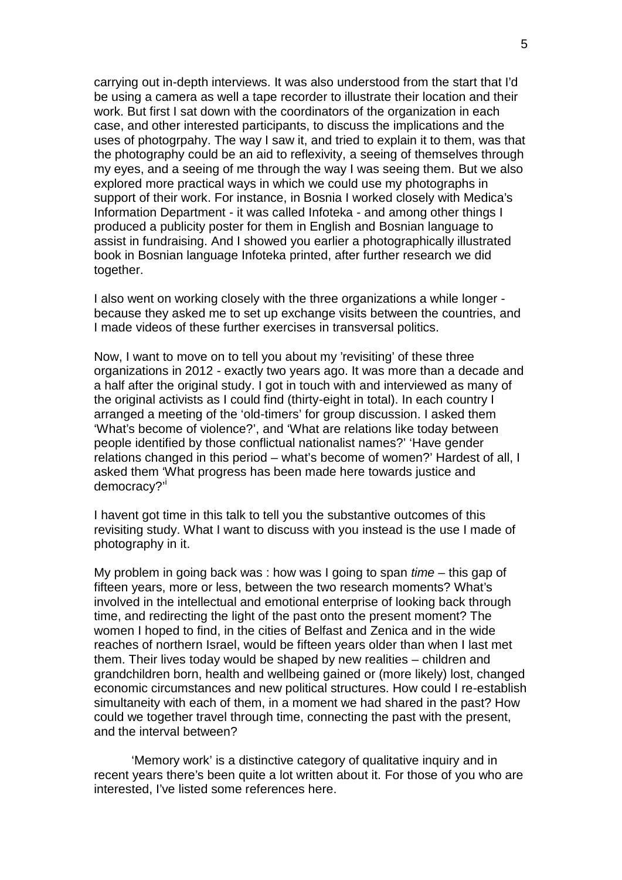carrying out in-depth interviews. It was also understood from the start that I'd be using a camera as well a tape recorder to illustrate their location and their work. But first I sat down with the coordinators of the organization in each case, and other interested participants, to discuss the implications and the uses of photogrpahy. The way I saw it, and tried to explain it to them, was that the photography could be an aid to reflexivity, a seeing of themselves through my eyes, and a seeing of me through the way I was seeing them. But we also explored more practical ways in which we could use my photographs in support of their work. For instance, in Bosnia I worked closely with Medica's Information Department - it was called Infoteka - and among other things I produced a publicity poster for them in English and Bosnian language to assist in fundraising. And I showed you earlier a photographically illustrated book in Bosnian language Infoteka printed, after further research we did together.

I also went on working closely with the three organizations a while longer - because they asked me to set up exchange visits between the countries, and I made videos of these further exercises in transversal politics.

Now, I want to move on to tell you about my 'revisiting' of these three organizations in 2012 - exactly two years ago. It was more than a decade and a half after the original study. I got in touch with and interviewed as many of the original activists as I could find (thirty-eight in total). In each country I arranged a meeting of the 'old-timers' for group discussion. I asked them 'What's become of violence?', and 'What are relations like today between people identified by those conflictual nationalist names?' 'Have gender relations changed in this period – what's become of women?' Hardest of all, I asked them 'What progress has been made here towards justice and democracy?'[i]

I havent got time in this talk to tell you the substantive outcomes of this revisiting study. What I want to discuss with you instead is the use I made of photography in it.

My problem in going back was : how was I going to span *time* – this gap of fifteen years, more or less, between the two research moments? What's involved in the intellectual and emotional enterprise of looking back through time, and redirecting the light of the past onto the present moment? The women I hoped to find, in the cities of Belfast and Zenica and in the wide reaches of northern Israel, would be fifteen years older than when I last met them. Their lives today would be shaped by new realities – children and grandchildren born, health and wellbeing gained or (more likely) lost, changed economic circumstances and new political structures. How could I re-establish simultaneity with each of them, in a moment we had shared in the past? How could we together travel through time, connecting the past with the present, and the interval between?

'Memory work' is a distinctive category of qualitative inquiry and in recent years there's been quite a lot written about it. For those of you who are interested, I've listed some references here.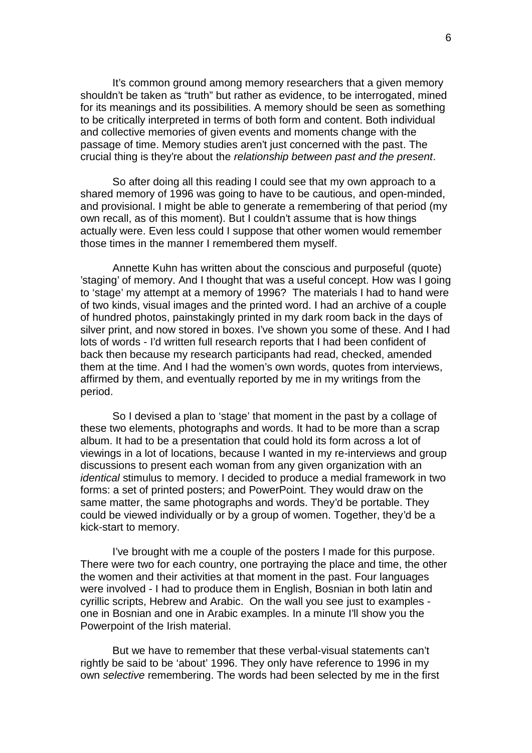It's common ground among memory researchers that a given memory shouldn't be taken as "truth" but rather as evidence, to be interrogated, mined for its meanings and its possibilities. A memory should be seen as something to be critically interpreted in terms of both form and content. Both individual and collective memories of given events and moments change with the passage of time. Memory studies aren't just concerned with the past. The crucial thing is they're about the *relationship between past and the present*.

So after doing all this reading I could see that my own approach to a shared memory of 1996 was going to have to be cautious, and open-minded, and provisional. I might be able to generate a remembering of that period (my own recall, as of this moment). But I couldn't assume that is how things actually were. Even less could I suppose that other women would remember those times in the manner I remembered them myself.

Annette Kuhn has written about the conscious and purposeful (quote) 'staging' of memory. And I thought that was a useful concept. How was I going to 'stage' my attempt at a memory of 1996? The materials I had to hand were of two kinds, visual images and the printed word. I had an archive of a couple of hundred photos, painstakingly printed in my dark room back in the days of silver print, and now stored in boxes. I've shown you some of these. And I had lots of words - I'd written full research reports that I had been confident of back then because my research participants had read, checked, amended them at the time. And I had the women's own words, quotes from interviews, affirmed by them, and eventually reported by me in my writings from the period.

So I devised a plan to 'stage' that moment in the past by a collage of these two elements, photographs and words. It had to be more than a scrap album. It had to be a presentation that could hold its form across a lot of viewings in a lot of locations, because I wanted in my re-interviews and group discussions to present each woman from any given organization with an *identical* stimulus to memory. I decided to produce a medial framework in two forms: a set of printed posters; and PowerPoint. They would draw on the same matter, the same photographs and words. They'd be portable. They could be viewed individually or by a group of women. Together, they'd be a kick-start to memory.

I've brought with me a couple of the posters I made for this purpose. There were two for each country, one portraying the place and time, the other the women and their activities at that moment in the past. Four languages were involved - I had to produce them in English, Bosnian in both latin and cyrillic scripts, Hebrew and Arabic. On the wall you see just to examples - one in Bosnian and one in Arabic examples. In a minute I'll show you the Powerpoint of the Irish material.

But we have to remember that these verbal-visual statements can't rightly be said to be 'about' 1996. They only have reference to 1996 in my own *selective* remembering. The words had been selected by me in the first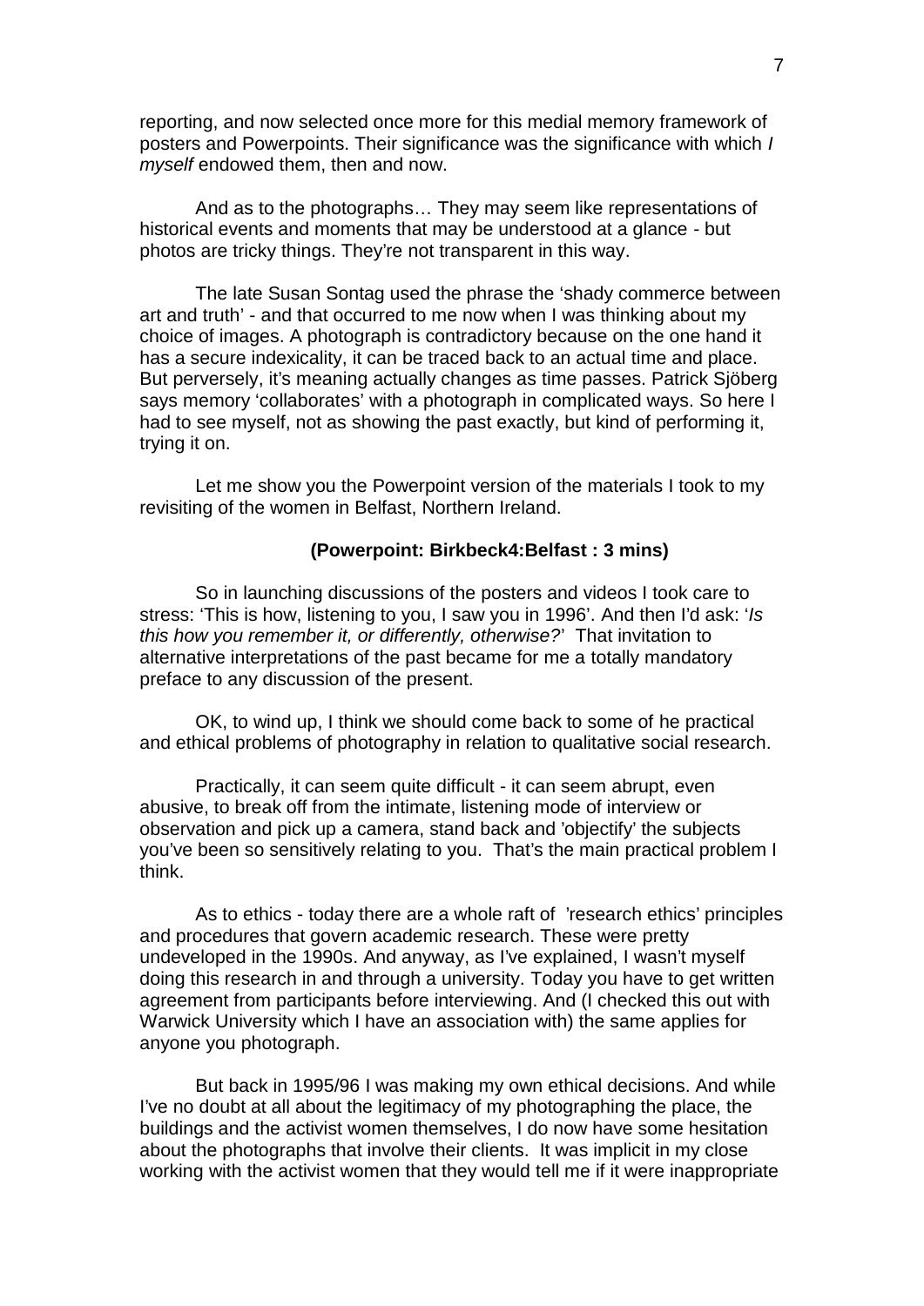reporting, and now selected once more for this medial memory framework of posters and Powerpoints. Their significance was the significance with which *I myself* endowed them, then and now.

And as to the photographs… They may seem like representations of historical events and moments that may be understood at a glance - but photos are tricky things. They're not transparent in this way.

The late Susan Sontag used the phrase the 'shady commerce between art and truth' - and that occurred to me now when I was thinking about my choice of images. A photograph is contradictory because on the one hand it has a secure indexicality, it can be traced back to an actual time and place. But perversely, it's meaning actually changes as time passes. Patrick Sjöberg says memory 'collaborates' with a photograph in complicated ways. So here I had to see myself, not as showing the past exactly, but kind of performing it, trying it on.

Let me show you the Powerpoint version of the materials I took to my revisiting of the women in Belfast, Northern Ireland.

**(Powerpoint: Birkbeck4:Belfast : 3 mins)**

So in launching discussions of the posters and videos I took care to stress: 'This is how, listening to you, I saw you in 1996'. And then I'd ask: '*Is this how you remember it, or differently, otherwise?*' That invitation to alternative interpretations of the past became for me a totally mandatory preface to any discussion of the present.

OK, to wind up, I think we should come back to some of he practical and ethical problems of photography in relation to qualitative social research.

Practically, it can seem quite difficult - it can seem abrupt, even abusive, to break off from the intimate, listening mode of interview or observation and pick up a camera, stand back and 'objectify' the subjects you've been so sensitively relating to you. That's the main practical problem I think.

As to ethics - today there are a whole raft of 'research ethics' principles and procedures that govern academic research. These were pretty undeveloped in the 1990s. And anyway, as I've explained, I wasn't myself doing this research in and through a university. Today you have to get written agreement from participants before interviewing. And (I checked this out with Warwick University which I have an association with) the same applies for anyone you photograph.

But back in 1995/96 I was making my own ethical decisions. And while I've no doubt at all about the legitimacy of my photographing the place, the buildings and the activist women themselves, I do now have some hesitation about the photographs that involve their clients. It was implicit in my close working with the activist women that they would tell me if it were inappropriate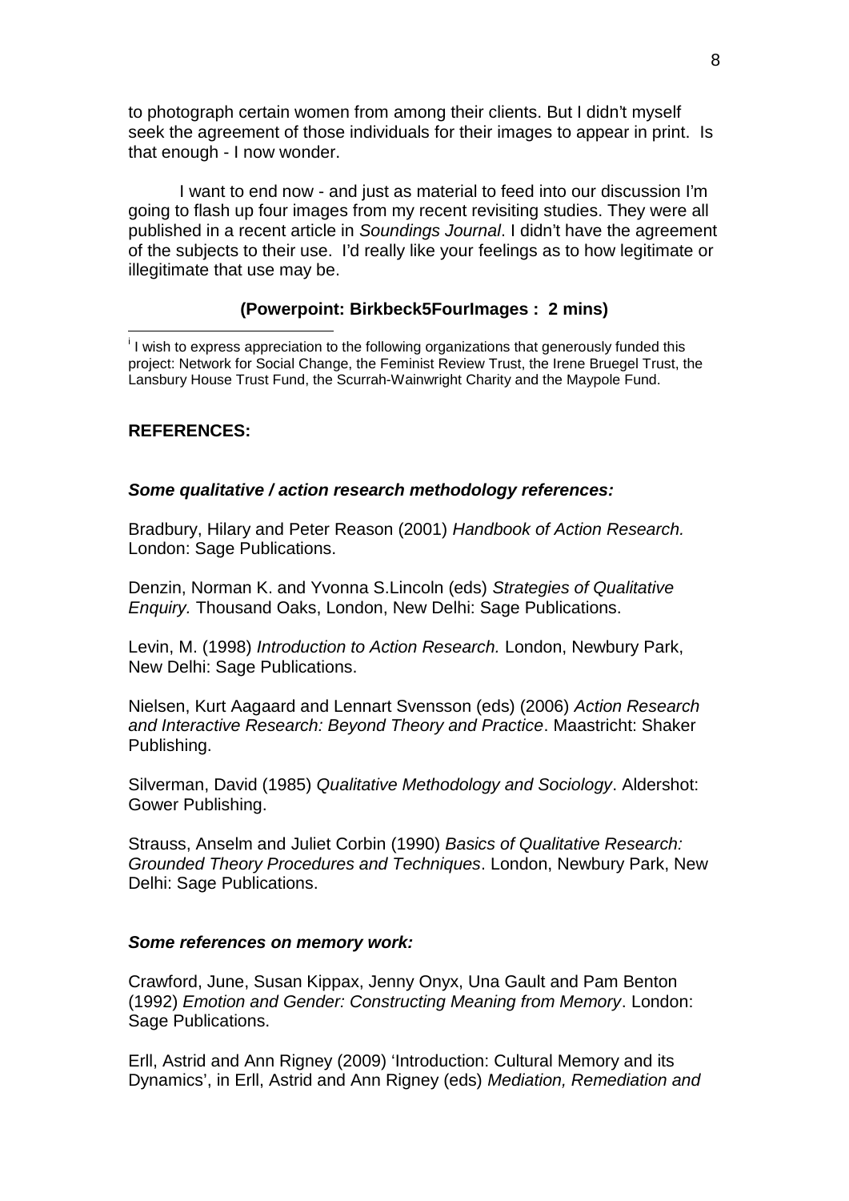to photograph certain women from among their clients. But I didn't myself seek the agreement of those individuals for their images to appear in print. Is that enough - I now wonder.

I want to end now - and just as material to feed into our discussion I'm going to flash up four images from my recent revisiting studies. They were all published in a recent article in *Soundings Journal*. I didn't have the agreement of the subjects to their use. I'd really like your feelings as to how legitimate or illegitimate that use may be.

**(Powerpoint: Birkbeck5FourImages : 2 mins)**

---

[i] I wish to express appreciation to the following organizations that generously funded this project: Network for Social Change, the Feminist Review Trust, the Irene Bruegel Trust, the Lansbury House Trust Fund, the Scurrah-Wainwright Charity and the Maypole Fund.

**REFERENCES:**

***Some qualitative / action research methodology references:***

Bradbury, Hilary and Peter Reason (2001) *Handbook of Action Research.* London: Sage Publications.

Denzin, Norman K. and Yvonna S.Lincoln (eds) *Strategies of Qualitative Enquiry.* Thousand Oaks, London, New Delhi: Sage Publications.

Levin, M. (1998) *Introduction to Action Research.* London, Newbury Park, New Delhi: Sage Publications.

Nielsen, Kurt Aagaard and Lennart Svensson (eds) (2006) *Action Research and Interactive Research: Beyond Theory and Practice*. Maastricht: Shaker Publishing.

Silverman, David (1985) *Qualitative Methodology and Sociology*. Aldershot: Gower Publishing.

Strauss, Anselm and Juliet Corbin (1990) *Basics of Qualitative Research: Grounded Theory Procedures and Techniques*. London, Newbury Park, New Delhi: Sage Publications.

***Some references on memory work:***

Crawford, June, Susan Kippax, Jenny Onyx, Una Gault and Pam Benton (1992) *Emotion and Gender: Constructing Meaning from Memory*. London: Sage Publications.

Erll, Astrid and Ann Rigney (2009) 'Introduction: Cultural Memory and its Dynamics', in Erll, Astrid and Ann Rigney (eds) *Mediation, Remediation and*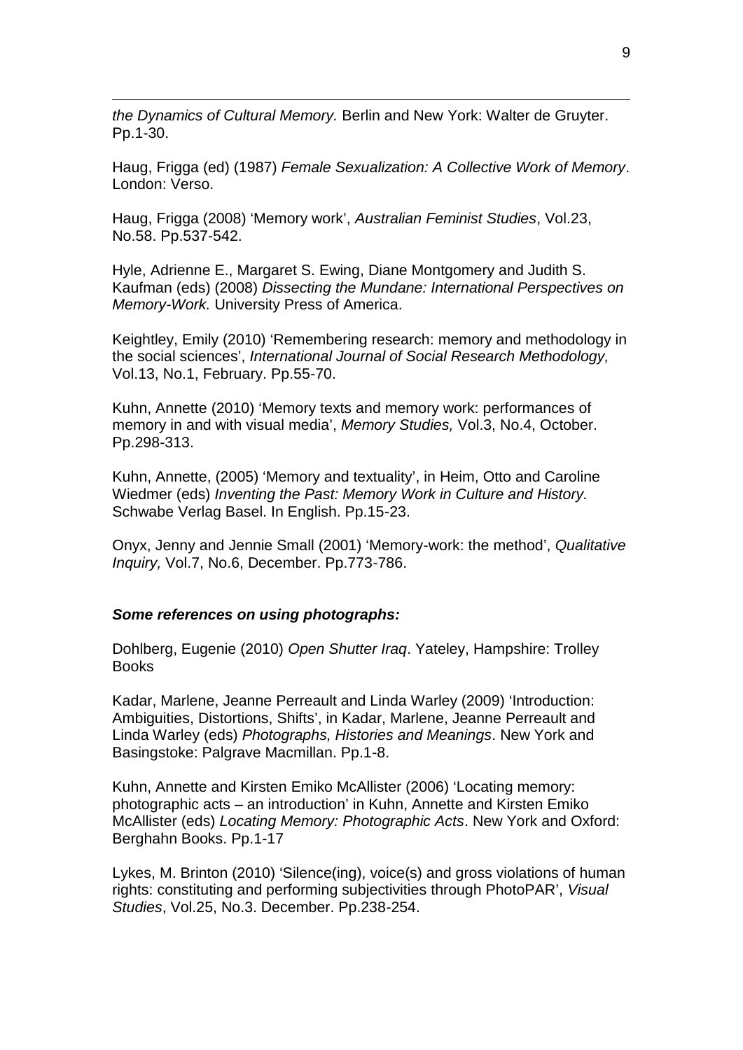*the Dynamics of Cultural Memory.* Berlin and New York: Walter de Gruyter. Pp.1-30.

Haug, Frigga (ed) (1987) *Female Sexualization: A Collective Work of Memory*. London: Verso.

Haug, Frigga (2008) 'Memory work', *Australian Feminist Studies*, Vol.23, No.58. Pp.537-542.

Hyle, Adrienne E., Margaret S. Ewing, Diane Montgomery and Judith S. Kaufman (eds) (2008) *Dissecting the Mundane: International Perspectives on Memory-Work.* University Press of America.

Keightley, Emily (2010) 'Remembering research: memory and methodology in the social sciences', *International Journal of Social Research Methodology,* Vol.13, No.1, February. Pp.55-70.

Kuhn, Annette (2010) 'Memory texts and memory work: performances of memory in and with visual media', *Memory Studies,* Vol.3, No.4, October. Pp.298-313.

Kuhn, Annette, (2005) 'Memory and textuality', in Heim, Otto and Caroline Wiedmer (eds) *Inventing the Past: Memory Work in Culture and History.* Schwabe Verlag Basel. In English. Pp.15-23.

Onyx, Jenny and Jennie Small (2001) 'Memory-work: the method', *Qualitative Inquiry,* Vol.7, No.6, December. Pp.773-786.

***Some references on using photographs:***

Dohlberg, Eugenie (2010) *Open Shutter Iraq*. Yateley, Hampshire: Trolley Books

Kadar, Marlene, Jeanne Perreault and Linda Warley (2009) 'Introduction: Ambiguities, Distortions, Shifts', in Kadar, Marlene, Jeanne Perreault and Linda Warley (eds) *Photographs, Histories and Meanings*. New York and Basingstoke: Palgrave Macmillan. Pp.1-8.

Kuhn, Annette and Kirsten Emiko McAllister (2006) 'Locating memory: photographic acts – an introduction' in Kuhn, Annette and Kirsten Emiko McAllister (eds) *Locating Memory: Photographic Acts*. New York and Oxford: Berghahn Books. Pp.1-17

Lykes, M. Brinton (2010) 'Silence(ing), voice(s) and gross violations of human rights: constituting and performing subjectivities through PhotoPAR', *Visual Studies*, Vol.25, No.3. December. Pp.238-254.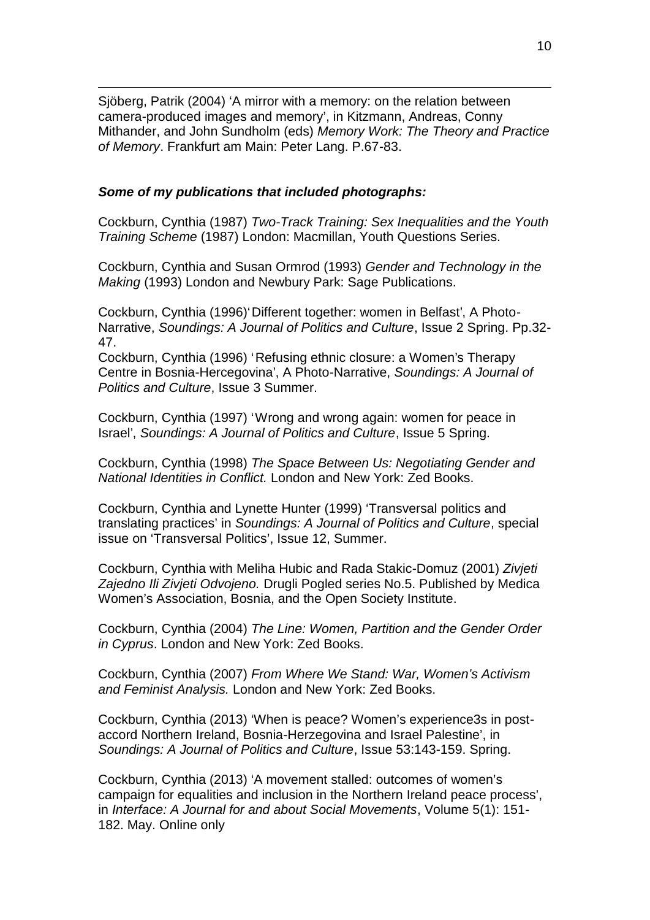Sjöberg, Patrik (2004) 'A mirror with a memory: on the relation between camera-produced images and memory', in Kitzmann, Andreas, Conny Mithander, and John Sundholm (eds) *Memory Work: The Theory and Practice of Memory*. Frankfurt am Main: Peter Lang. P.67-83.

***Some of my publications that included photographs:***

Cockburn, Cynthia (1987) *Two-Track Training: Sex Inequalities and the Youth Training Scheme* (1987) London: Macmillan, Youth Questions Series.

Cockburn, Cynthia and Susan Ormrod (1993) *Gender and Technology in the Making* (1993) London and Newbury Park: Sage Publications.

Cockburn, Cynthia (1996)'Different together: women in Belfast', A Photo-Narrative, *Soundings: A Journal of Politics and Culture*, Issue 2 Spring. Pp.32-47.
Cockburn, Cynthia (1996) 'Refusing ethnic closure: a Women's Therapy Centre in Bosnia-Hercegovina', A Photo-Narrative, *Soundings: A Journal of Politics and Culture*, Issue 3 Summer.

Cockburn, Cynthia (1997) 'Wrong and wrong again: women for peace in Israel', *Soundings: A Journal of Politics and Culture*, Issue 5 Spring.

Cockburn, Cynthia (1998) *The Space Between Us: Negotiating Gender and National Identities in Conflict.* London and New York: Zed Books.

Cockburn, Cynthia and Lynette Hunter (1999) 'Transversal politics and translating practices' in *Soundings: A Journal of Politics and Culture*, special issue on 'Transversal Politics', Issue 12, Summer.

Cockburn, Cynthia with Meliha Hubic and Rada Stakic-Domuz (2001) *Zivjeti Zajedno Ili Zivjeti Odvojeno.* Drugli Pogled series No.5. Published by Medica Women's Association, Bosnia, and the Open Society Institute.

Cockburn, Cynthia (2004) *The Line: Women, Partition and the Gender Order in Cyprus*. London and New York: Zed Books.

Cockburn, Cynthia (2007) *From Where We Stand: War, Women's Activism and Feminist Analysis.* London and New York: Zed Books.

Cockburn, Cynthia (2013) 'When is peace? Women's experience3s in post-accord Northern Ireland, Bosnia-Herzegovina and Israel Palestine', in *Soundings: A Journal of Politics and Culture*, Issue 53:143-159. Spring.

Cockburn, Cynthia (2013) 'A movement stalled: outcomes of women's campaign for equalities and inclusion in the Northern Ireland peace process', in *Interface: A Journal for and about Social Movements*, Volume 5(1): 151-182. May. Online only